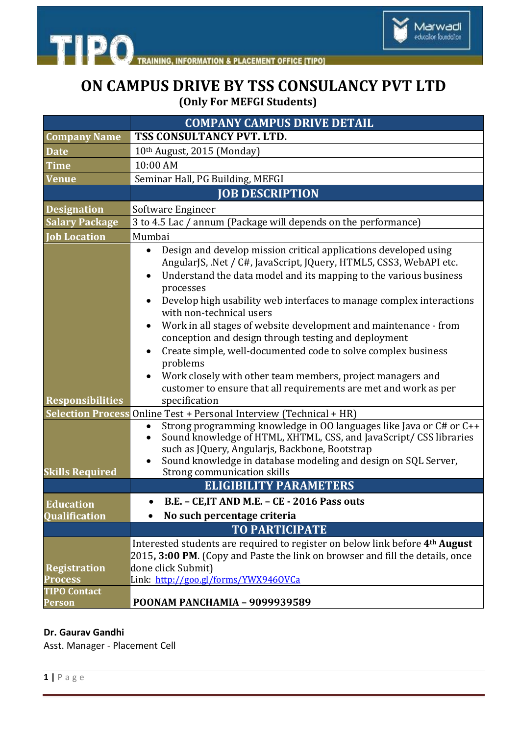TIPO — TRAINING, INFORMATION & PLACEMENT OFFICE [TIPO]

Marwadi education foundation

# ON CAMPUS DRIVE BY TSS CONSULANCY PVT LTD

**(Only For MEFGI Students)**

| | COMPANY CAMPUS DRIVE DETAIL |
|---|---|
| **Company Name** | **TSS CONSULTANCY PVT. LTD.** |
| **Date** | 10th August, 2015 (Monday) |
| **Time** | 10:00 AM |
| **Venue** | Seminar Hall, PG Building, MEFGI |
| | **JOB DESCRIPTION** |
| **Designation** | Software Engineer |
| **Salary Package** | 3 to 4.5 Lac / annum (Package will depends on the performance) |
| **Job Location** | Mumbai |
| **Responsibilities** | • Design and develop mission critical applications developed using AngularJS, .Net / C#, JavaScript, JQuery, HTML5, CSS3, WebAPI etc.<br>• Understand the data model and its mapping to the various business processes<br>• Develop high usability web interfaces to manage complex interactions with non-technical users<br>• Work in all stages of website development and maintenance - from conception and design through testing and deployment<br>• Create simple, well-documented code to solve complex business problems<br>• Work closely with other team members, project managers and customer to ensure that all requirements are met and work as per specification |
| **Selection Process** | Online Test + Personal Interview (Technical + HR) |
| **Skills Required** | • Strong programming knowledge in OO languages like Java or C# or C++<br>• Sound knowledge of HTML, XHTML, CSS, and JavaScript/ CSS libraries such as JQuery, Angularjs, Backbone, Bootstrap<br>• Sound knowledge in database modeling and design on SQL Server, Strong communication skills |
| | **ELIGIBILITY PARAMETERS** |
| **Education Qualification** | • **B.E. – CE,IT AND M.E. – CE - 2016 Pass outs**<br>• **No such percentage criteria** |
| | **TO PARTICIPATE** |
| **Registration Process** | Interested students are required to register on below link before **4th August** 2015**, 3:00 PM**. (Copy and Paste the link on browser and fill the details, once done click Submit)<br>Link: http://goo.gl/forms/YWX946OVCa |
| **TIPO Contact Person** | **POONAM PANCHAMIA – 9099939589** |

**Dr. Gaurav Gandhi**
Asst. Manager - Placement Cell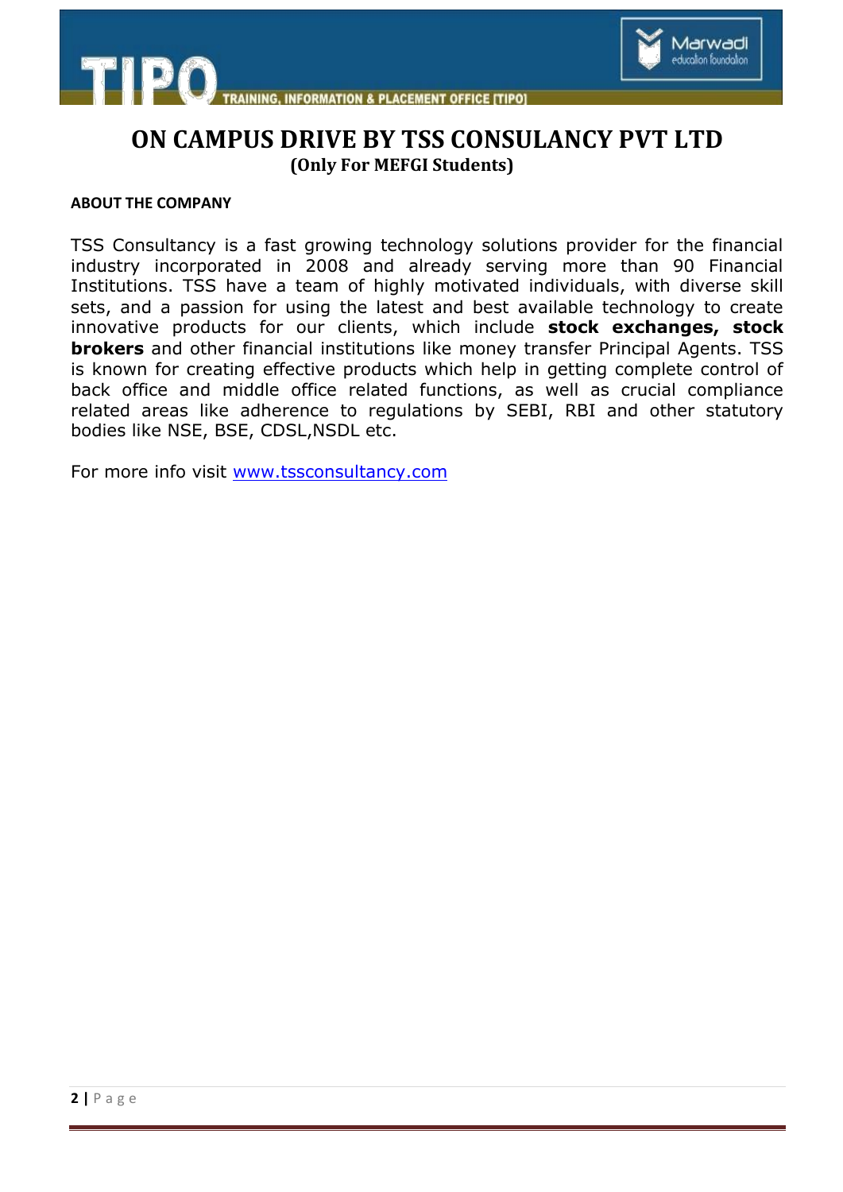# ON CAMPUS DRIVE BY TSS CONSULANCY PVT LTD

**(Only For MEFGI Students)**

**ABOUT THE COMPANY**

TSS Consultancy is a fast growing technology solutions provider for the financial industry incorporated in 2008 and already serving more than 90 Financial Institutions. TSS have a team of highly motivated individuals, with diverse skill sets, and a passion for using the latest and best available technology to create innovative products for our clients, which include **stock exchanges, stock brokers** and other financial institutions like money transfer Principal Agents. TSS is known for creating effective products which help in getting complete control of back office and middle office related functions, as well as crucial compliance related areas like adherence to regulations by SEBI, RBI and other statutory bodies like NSE, BSE, CDSL,NSDL etc.

For more info visit [www.tssconsultancy.com](http://www.tssconsultancy.com)